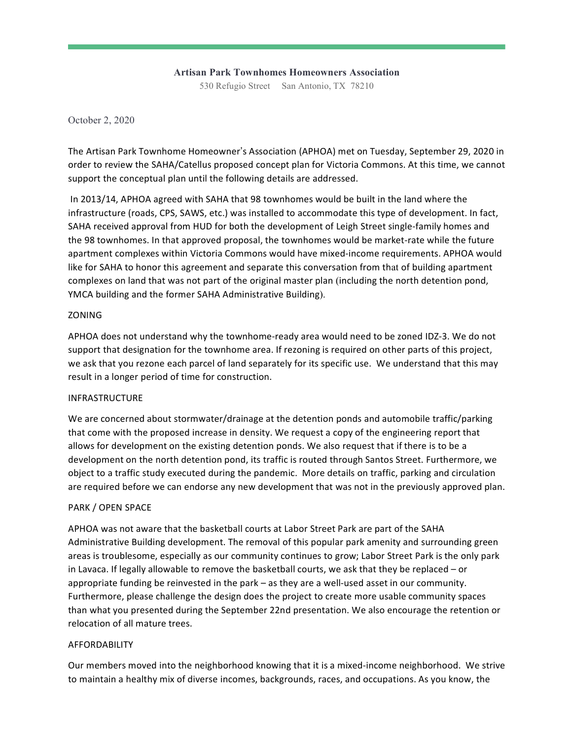**Artisan Park Townhomes Homeowners Association**

530 Refugio Street San Antonio, TX 78210

October 2, 2020

The Artisan Park Townhome Homeowner's Association (APHOA) met on Tuesday, September 29, 2020 in order to review the SAHA/Catellus proposed concept plan for Victoria Commons. At this time, we cannot support the conceptual plan until the following details are addressed.

In 2013/14, APHOA agreed with SAHA that 98 townhomes would be built in the land where the infrastructure (roads, CPS, SAWS, etc.) was installed to accommodate this type of development. In fact, SAHA received approval from HUD for both the development of Leigh Street single-family homes and the 98 townhomes. In that approved proposal, the townhomes would be market-rate while the future apartment complexes within Victoria Commons would have mixed-income requirements. APHOA would like for SAHA to honor this agreement and separate this conversation from that of building apartment complexes on land that was not part of the original master plan (including the north detention pond, YMCA building and the former SAHA Administrative Building).

ZONING

APHOA does not understand why the townhome-ready area would need to be zoned IDZ-3. We do not support that designation for the townhome area. If rezoning is required on other parts of this project, we ask that you rezone each parcel of land separately for its specific use. We understand that this may result in a longer period of time for construction.

INFRASTRUCTURE

We are concerned about stormwater/drainage at the detention ponds and automobile traffic/parking that come with the proposed increase in density. We request a copy of the engineering report that allows for development on the existing detention ponds. We also request that if there is to be a development on the north detention pond, its traffic is routed through Santos Street. Furthermore, we object to a traffic study executed during the pandemic. More details on traffic, parking and circulation are required before we can endorse any new development that was not in the previously approved plan.

PARK / OPEN SPACE

APHOA was not aware that the basketball courts at Labor Street Park are part of the SAHA Administrative Building development. The removal of this popular park amenity and surrounding green areas is troublesome, especially as our community continues to grow; Labor Street Park is the only park in Lavaca. If legally allowable to remove the basketball courts, we ask that they be replaced – or appropriate funding be reinvested in the park – as they are a well-used asset in our community. Furthermore, please challenge the design does the project to create more usable community spaces than what you presented during the September 22nd presentation. We also encourage the retention or relocation of all mature trees.

AFFORDABILITY

Our members moved into the neighborhood knowing that it is a mixed-income neighborhood. We strive to maintain a healthy mix of diverse incomes, backgrounds, races, and occupations. As you know, the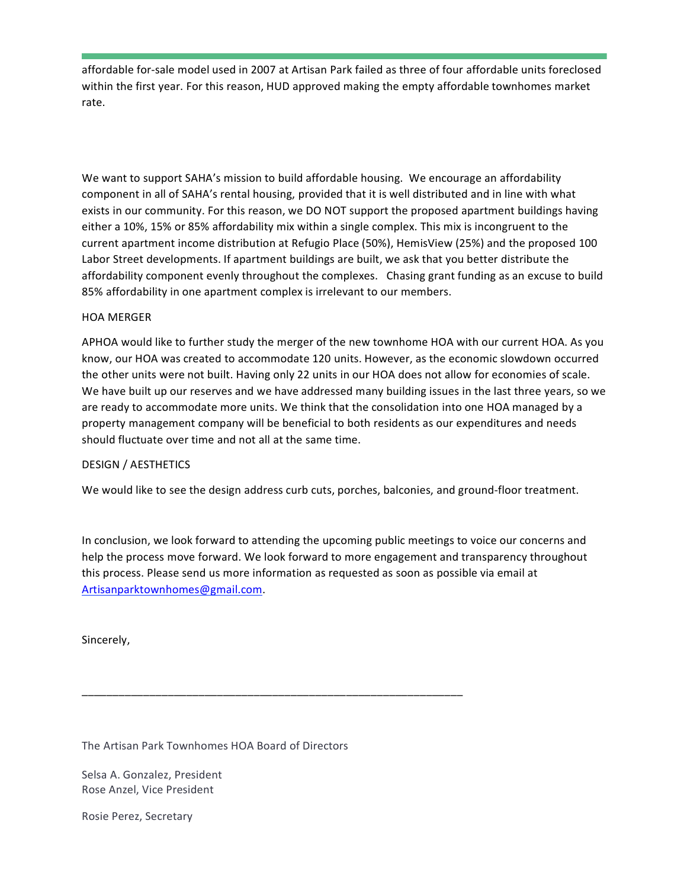affordable for-sale model used in 2007 at Artisan Park failed as three of four affordable units foreclosed within the first year. For this reason, HUD approved making the empty affordable townhomes market rate.

We want to support SAHA's mission to build affordable housing. We encourage an affordability component in all of SAHA's rental housing, provided that it is well distributed and in line with what exists in our community. For this reason, we DO NOT support the proposed apartment buildings having either a 10%, 15% or 85% affordability mix within a single complex. This mix is incongruent to the current apartment income distribution at Refugio Place (50%), HemisView (25%) and the proposed 100 Labor Street developments. If apartment buildings are built, we ask that you better distribute the affordability component evenly throughout the complexes. Chasing grant funding as an excuse to build 85% affordability in one apartment complex is irrelevant to our members.

HOA MERGER

APHOA would like to further study the merger of the new townhome HOA with our current HOA. As you know, our HOA was created to accommodate 120 units. However, as the economic slowdown occurred the other units were not built. Having only 22 units in our HOA does not allow for economies of scale. We have built up our reserves and we have addressed many building issues in the last three years, so we are ready to accommodate more units. We think that the consolidation into one HOA managed by a property management company will be beneficial to both residents as our expenditures and needs should fluctuate over time and not all at the same time.

DESIGN / AESTHETICS

We would like to see the design address curb cuts, porches, balconies, and ground-floor treatment.

In conclusion, we look forward to attending the upcoming public meetings to voice our concerns and help the process move forward. We look forward to more engagement and transparency throughout this process. Please send us more information as requested as soon as possible via email at Artisanparktownhomes@gmail.com.

Sincerely,

\_\_\_\_\_\_\_\_\_\_\_\_\_\_\_\_\_\_\_\_\_\_\_\_\_\_\_\_\_\_\_\_\_\_\_\_\_\_\_\_\_\_\_\_\_\_\_\_\_\_\_\_\_\_\_\_\_\_\_\_

The Artisan Park Townhomes HOA Board of Directors

Selsa A. Gonzalez, President
Rose Anzel, Vice President

Rosie Perez, Secretary